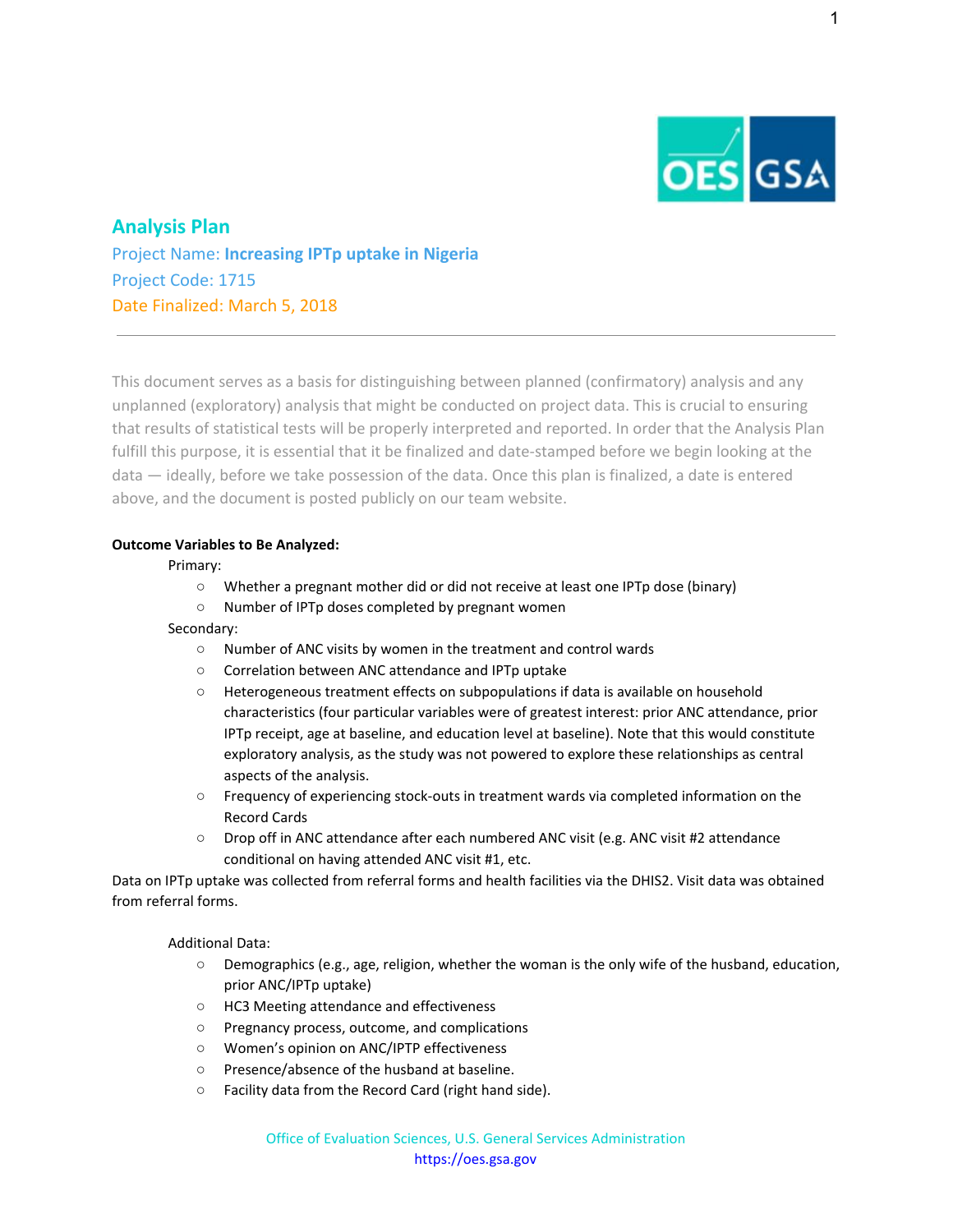# Analysis Plan

Project Name: **Increasing IPTp uptake in Nigeria**

Project Code: 1715

Date Finalized: March 5, 2018

---

This document serves as a basis for distinguishing between planned (confirmatory) analysis and any unplanned (exploratory) analysis that might be conducted on project data. This is crucial to ensuring that results of statistical tests will be properly interpreted and reported. In order that the Analysis Plan fulfill this purpose, it is essential that it be finalized and date-stamped before we begin looking at the data — ideally, before we take possession of the data. Once this plan is finalized, a date is entered above, and the document is posted publicly on our team website.

**Outcome Variables to Be Analyzed:**

Primary:

- Whether a pregnant mother did or did not receive at least one IPTp dose (binary)
- Number of IPTp doses completed by pregnant women

Secondary:

- Number of ANC visits by women in the treatment and control wards
- Correlation between ANC attendance and IPTp uptake
- Heterogeneous treatment effects on subpopulations if data is available on household characteristics (four particular variables were of greatest interest: prior ANC attendance, prior IPTp receipt, age at baseline, and education level at baseline). Note that this would constitute exploratory analysis, as the study was not powered to explore these relationships as central aspects of the analysis.
- Frequency of experiencing stock-outs in treatment wards via completed information on the Record Cards
- Drop off in ANC attendance after each numbered ANC visit (e.g. ANC visit #2 attendance conditional on having attended ANC visit #1, etc.

Data on IPTp uptake was collected from referral forms and health facilities via the DHIS2. Visit data was obtained from referral forms.

Additional Data:

- Demographics (e.g., age, religion, whether the woman is the only wife of the husband, education, prior ANC/IPTp uptake)
- HC3 Meeting attendance and effectiveness
- Pregnancy process, outcome, and complications
- Women's opinion on ANC/IPTP effectiveness
- Presence/absence of the husband at baseline.
- Facility data from the Record Card (right hand side).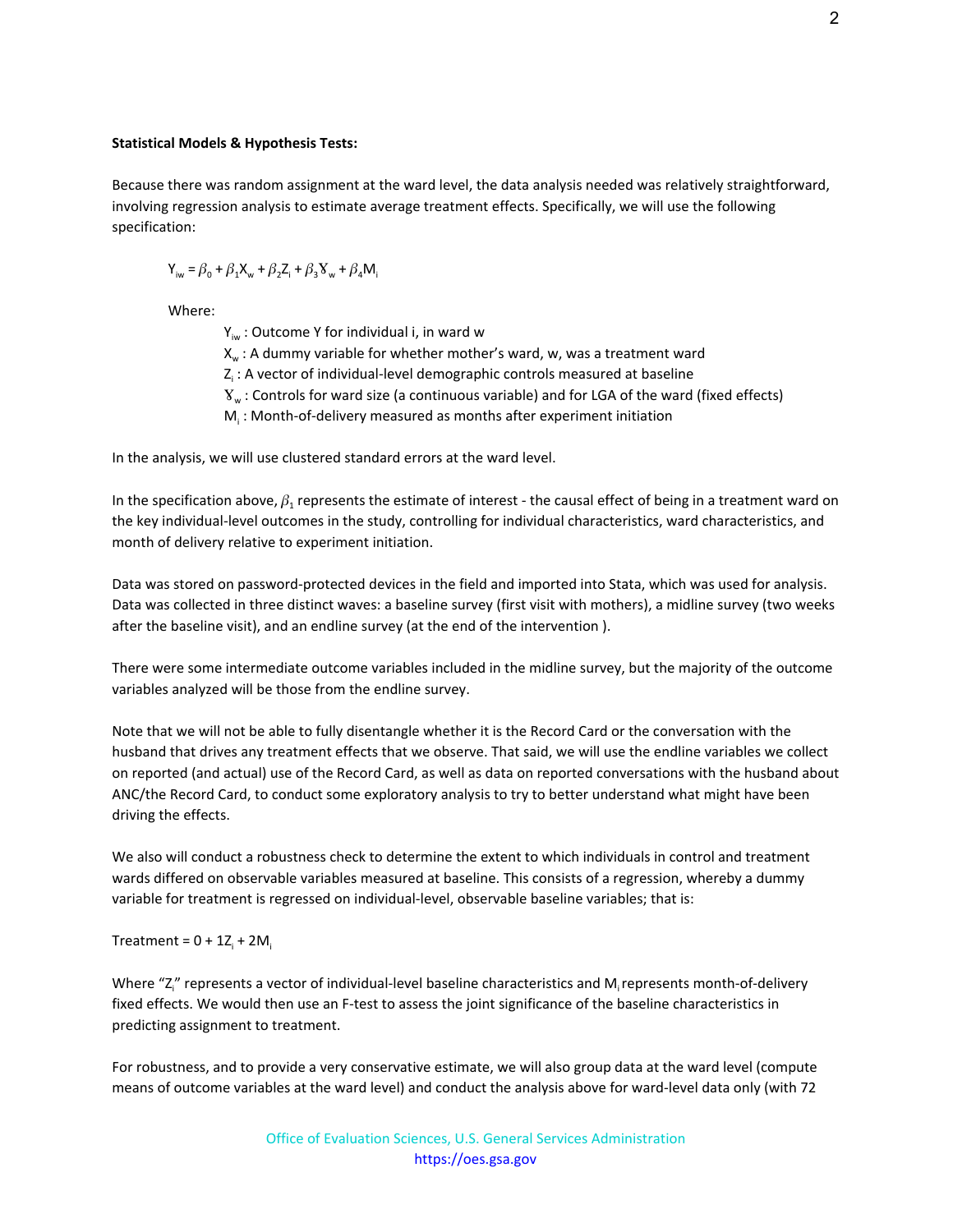**Statistical Models & Hypothesis Tests:**

Because there was random assignment at the ward level, the data analysis needed was relatively straightforward, involving regression analysis to estimate average treatment effects. Specifically, we will use the following specification:

$$Y_{iw} = \beta_0 + \beta_1 X_w + \beta_2 Z_i + \beta_3 \Upsilon_w + \beta_4 M_i$$

Where:

- $Y_{iw}$ : Outcome Y for individual i, in ward w
- $X_w$ : A dummy variable for whether mother's ward, w, was a treatment ward
- $Z_i$ : A vector of individual-level demographic controls measured at baseline
- $\Upsilon_w$ : Controls for ward size (a continuous variable) and for LGA of the ward (fixed effects)
- $M_i$ : Month-of-delivery measured as months after experiment initiation

In the analysis, we will use clustered standard errors at the ward level.

In the specification above, $\beta_1$ represents the estimate of interest - the causal effect of being in a treatment ward on the key individual-level outcomes in the study, controlling for individual characteristics, ward characteristics, and month of delivery relative to experiment initiation.

Data was stored on password-protected devices in the field and imported into Stata, which was used for analysis. Data was collected in three distinct waves: a baseline survey (first visit with mothers), a midline survey (two weeks after the baseline visit), and an endline survey (at the end of the intervention ).

There were some intermediate outcome variables included in the midline survey, but the majority of the outcome variables analyzed will be those from the endline survey.

Note that we will not be able to fully disentangle whether it is the Record Card or the conversation with the husband that drives any treatment effects that we observe. That said, we will use the endline variables we collect on reported (and actual) use of the Record Card, as well as data on reported conversations with the husband about ANC/the Record Card, to conduct some exploratory analysis to try to better understand what might have been driving the effects.

We also will conduct a robustness check to determine the extent to which individuals in control and treatment wards differed on observable variables measured at baseline. This consists of a regression, whereby a dummy variable for treatment is regressed on individual-level, observable baseline variables; that is:

$$Treatment = 0 + 1Z_i + 2M_i$$

Where "$Z_i$" represents a vector of individual-level baseline characteristics and $M_i$ represents month-of-delivery fixed effects. We would then use an F-test to assess the joint significance of the baseline characteristics in predicting assignment to treatment.

For robustness, and to provide a very conservative estimate, we will also group data at the ward level (compute means of outcome variables at the ward level) and conduct the analysis above for ward-level data only (with 72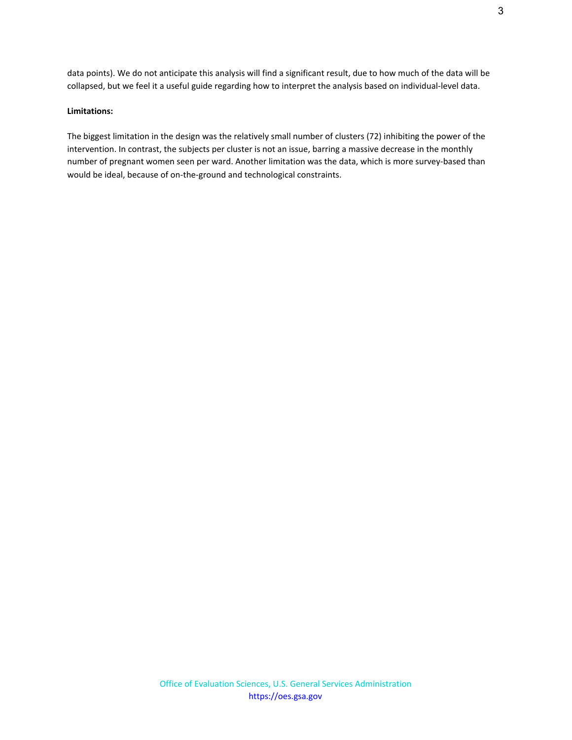data points). We do not anticipate this analysis will find a significant result, due to how much of the data will be collapsed, but we feel it a useful guide regarding how to interpret the analysis based on individual-level data.

**Limitations:**

The biggest limitation in the design was the relatively small number of clusters (72) inhibiting the power of the intervention. In contrast, the subjects per cluster is not an issue, barring a massive decrease in the monthly number of pregnant women seen per ward. Another limitation was the data, which is more survey-based than would be ideal, because of on-the-ground and technological constraints.